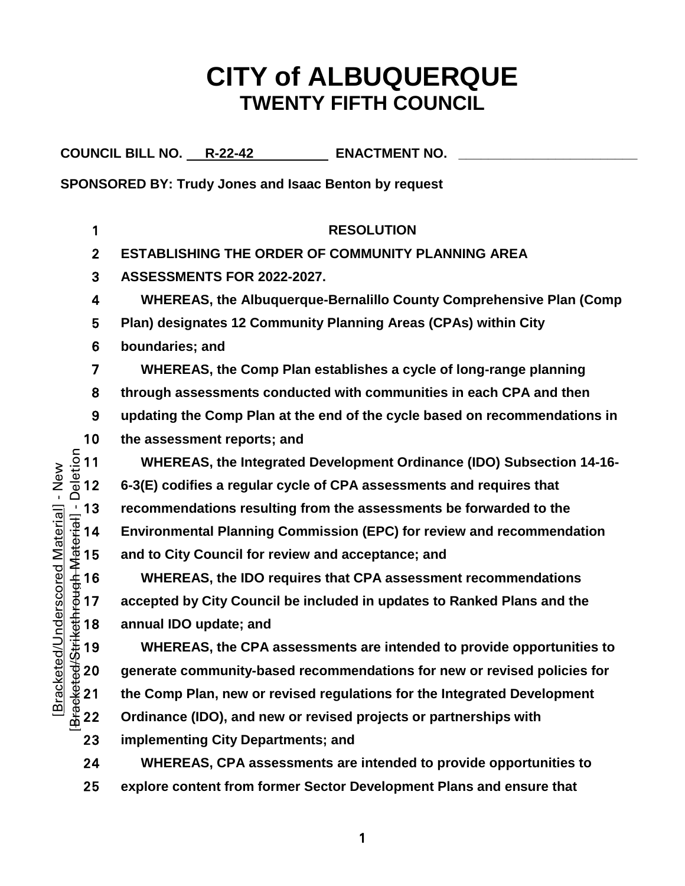# CITY of ALBUQUERQUE
## TWENTY FIFTH COUNCIL

**COUNCIL BILL NO.** R-22-42 **ENACTMENT NO.** ________________________

**SPONSORED BY: Trudy Jones and Isaac Benton by request**

**RESOLUTION**

**ESTABLISHING THE ORDER OF COMMUNITY PLANNING AREA ASSESSMENTS FOR 2022-2027.**

**WHEREAS, the Albuquerque-Bernalillo County Comprehensive Plan (Comp Plan) designates 12 Community Planning Areas (CPAs) within City boundaries; and**

**WHEREAS, the Comp Plan establishes a cycle of long-range planning through assessments conducted with communities in each CPA and then updating the Comp Plan at the end of the cycle based on recommendations in the assessment reports; and**

**WHEREAS, the Integrated Development Ordinance (IDO) Subsection 14-16-6-3(E) codifies a regular cycle of CPA assessments and requires that recommendations resulting from the assessments be forwarded to the Environmental Planning Commission (EPC) for review and recommendation and to City Council for review and acceptance; and**

**WHEREAS, the IDO requires that CPA assessment recommendations accepted by City Council be included in updates to Ranked Plans and the annual IDO update; and**

**WHEREAS, the CPA assessments are intended to provide opportunities to generate community-based recommendations for new or revised policies for the Comp Plan, new or revised regulations for the Integrated Development Ordinance (IDO), and new or revised projects or partnerships with implementing City Departments; and**

**WHEREAS, CPA assessments are intended to provide opportunities to explore content from former Sector Development Plans and ensure that**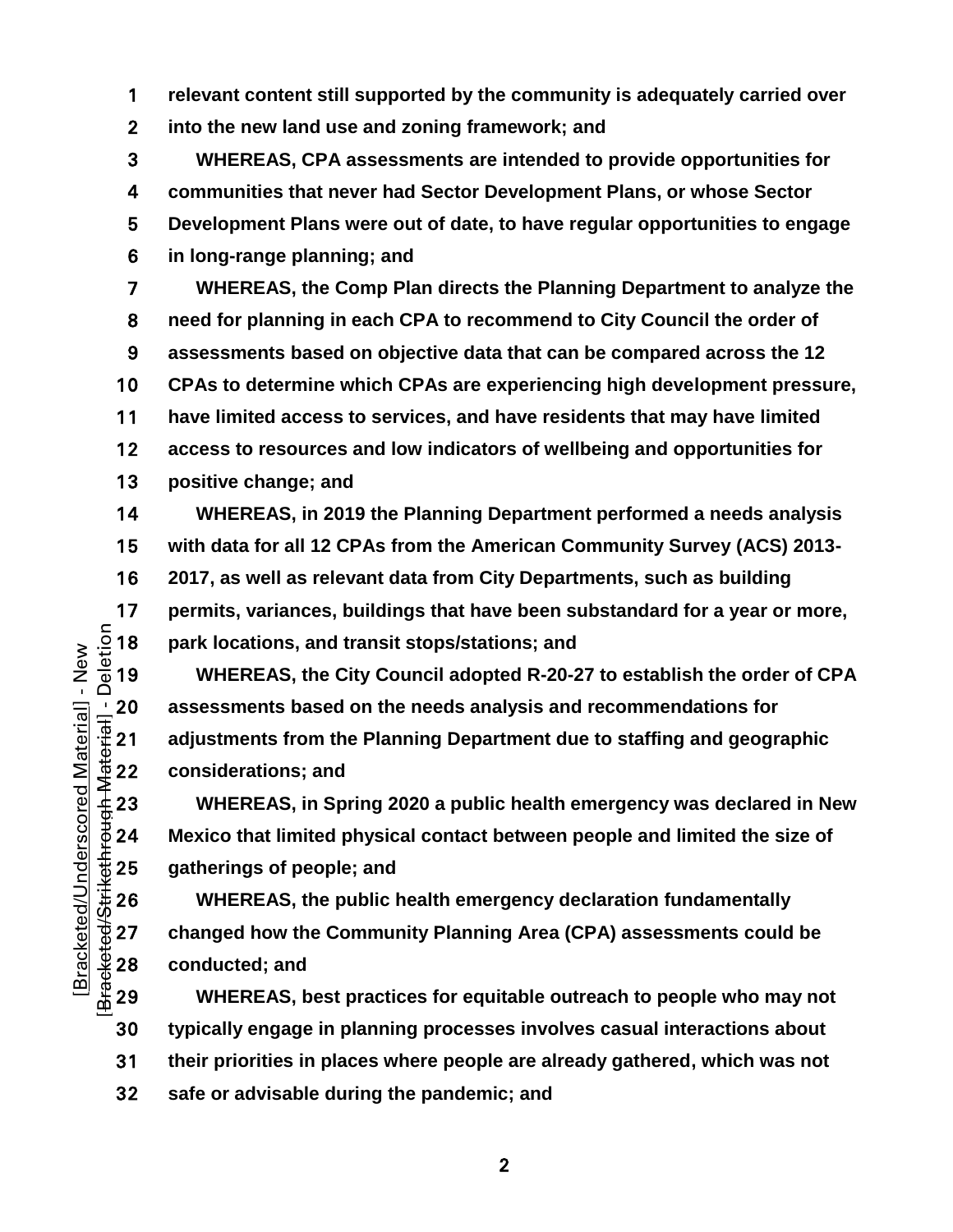**relevant content still supported by the community is adequately carried over into the new land use and zoning framework; and**

**WHEREAS, CPA assessments are intended to provide opportunities for communities that never had Sector Development Plans, or whose Sector Development Plans were out of date, to have regular opportunities to engage in long-range planning; and**

**WHEREAS, the Comp Plan directs the Planning Department to analyze the need for planning in each CPA to recommend to City Council the order of assessments based on objective data that can be compared across the 12 CPAs to determine which CPAs are experiencing high development pressure, have limited access to services, and have residents that may have limited access to resources and low indicators of wellbeing and opportunities for positive change; and**

**WHEREAS, in 2019 the Planning Department performed a needs analysis with data for all 12 CPAs from the American Community Survey (ACS) 2013-2017, as well as relevant data from City Departments, such as building permits, variances, buildings that have been substandard for a year or more, park locations, and transit stops/stations; and**

**WHEREAS, the City Council adopted R-20-27 to establish the order of CPA assessments based on the needs analysis and recommendations for adjustments from the Planning Department due to staffing and geographic considerations; and**

**WHEREAS, in Spring 2020 a public health emergency was declared in New Mexico that limited physical contact between people and limited the size of gatherings of people; and**

**WHEREAS, the public health emergency declaration fundamentally changed how the Community Planning Area (CPA) assessments could be conducted; and**

**WHEREAS, best practices for equitable outreach to people who may not typically engage in planning processes involves casual interactions about their priorities in places where people are already gathered, which was not safe or advisable during the pandemic; and**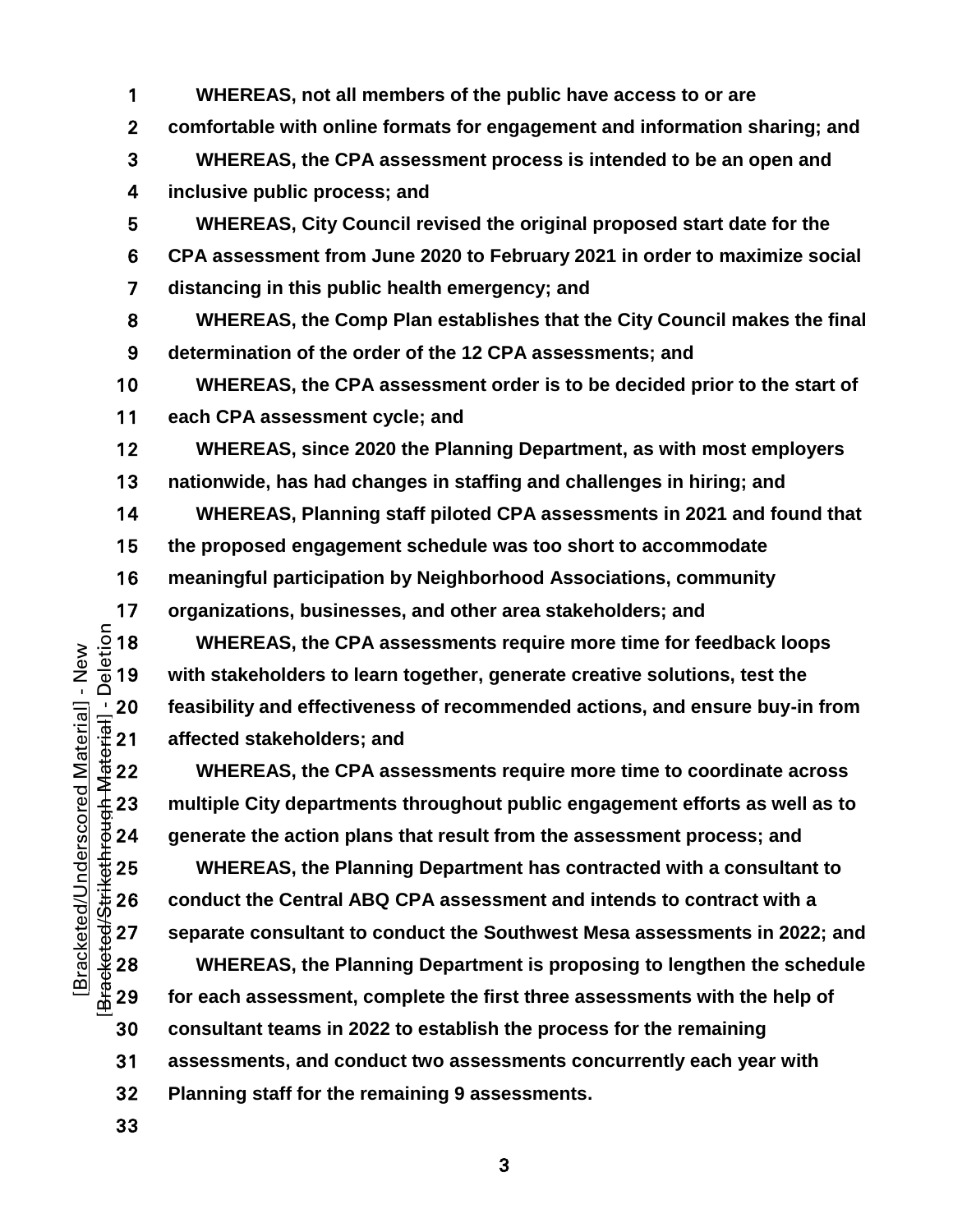**WHEREAS, not all members of the public have access to or are comfortable with online formats for engagement and information sharing; and**

**WHEREAS, the CPA assessment process is intended to be an open and inclusive public process; and**

**WHEREAS, City Council revised the original proposed start date for the CPA assessment from June 2020 to February 2021 in order to maximize social distancing in this public health emergency; and**

**WHEREAS, the Comp Plan establishes that the City Council makes the final determination of the order of the 12 CPA assessments; and**

**WHEREAS, the CPA assessment order is to be decided prior to the start of each CPA assessment cycle; and**

**WHEREAS, since 2020 the Planning Department, as with most employers nationwide, has had changes in staffing and challenges in hiring; and**

**WHEREAS, Planning staff piloted CPA assessments in 2021 and found that the proposed engagement schedule was too short to accommodate meaningful participation by Neighborhood Associations, community organizations, businesses, and other area stakeholders; and**

**WHEREAS, the CPA assessments require more time for feedback loops with stakeholders to learn together, generate creative solutions, test the feasibility and effectiveness of recommended actions, and ensure buy-in from affected stakeholders; and**

**WHEREAS, the CPA assessments require more time to coordinate across multiple City departments throughout public engagement efforts as well as to generate the action plans that result from the assessment process; and**

**WHEREAS, the Planning Department has contracted with a consultant to conduct the Central ABQ CPA assessment and intends to contract with a separate consultant to conduct the Southwest Mesa assessments in 2022; and**

**WHEREAS, the Planning Department is proposing to lengthen the schedule for each assessment, complete the first three assessments with the help of consultant teams in 2022 to establish the process for the remaining assessments, and conduct two assessments concurrently each year with Planning staff for the remaining 9 assessments.**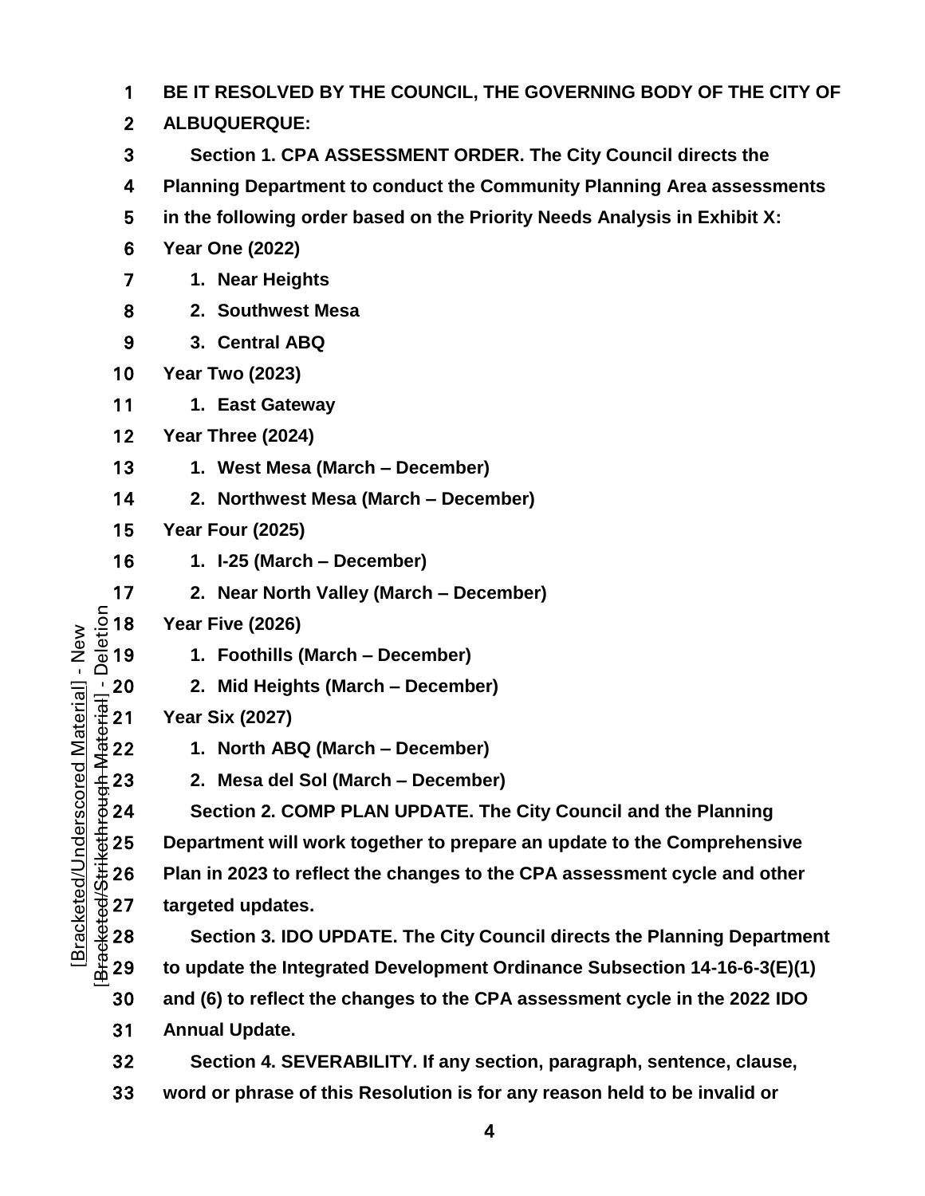**BE IT RESOLVED BY THE COUNCIL, THE GOVERNING BODY OF THE CITY OF ALBUQUERQUE:**

**Section 1. CPA ASSESSMENT ORDER. The City Council directs the Planning Department to conduct the Community Planning Area assessments in the following order based on the Priority Needs Analysis in Exhibit X:**

**Year One (2022)**

1. **Near Heights**
2. **Southwest Mesa**
3. **Central ABQ**

**Year Two (2023)**

1. **East Gateway**

**Year Three (2024)**

1. **West Mesa (March – December)**
2. **Northwest Mesa (March – December)**

**Year Four (2025)**

1. **I-25 (March – December)**
2. **Near North Valley (March – December)**

**Year Five (2026)**

1. **Foothills (March – December)**
2. **Mid Heights (March – December)**

**Year Six (2027)**

1. **North ABQ (March – December)**
2. **Mesa del Sol (March – December)**

**Section 2. COMP PLAN UPDATE. The City Council and the Planning Department will work together to prepare an update to the Comprehensive Plan in 2023 to reflect the changes to the CPA assessment cycle and other targeted updates.**

**Section 3. IDO UPDATE. The City Council directs the Planning Department to update the Integrated Development Ordinance Subsection 14-16-6-3(E)(1) and (6) to reflect the changes to the CPA assessment cycle in the 2022 IDO Annual Update.**

**Section 4. SEVERABILITY. If any section, paragraph, sentence, clause, word or phrase of this Resolution is for any reason held to be invalid or**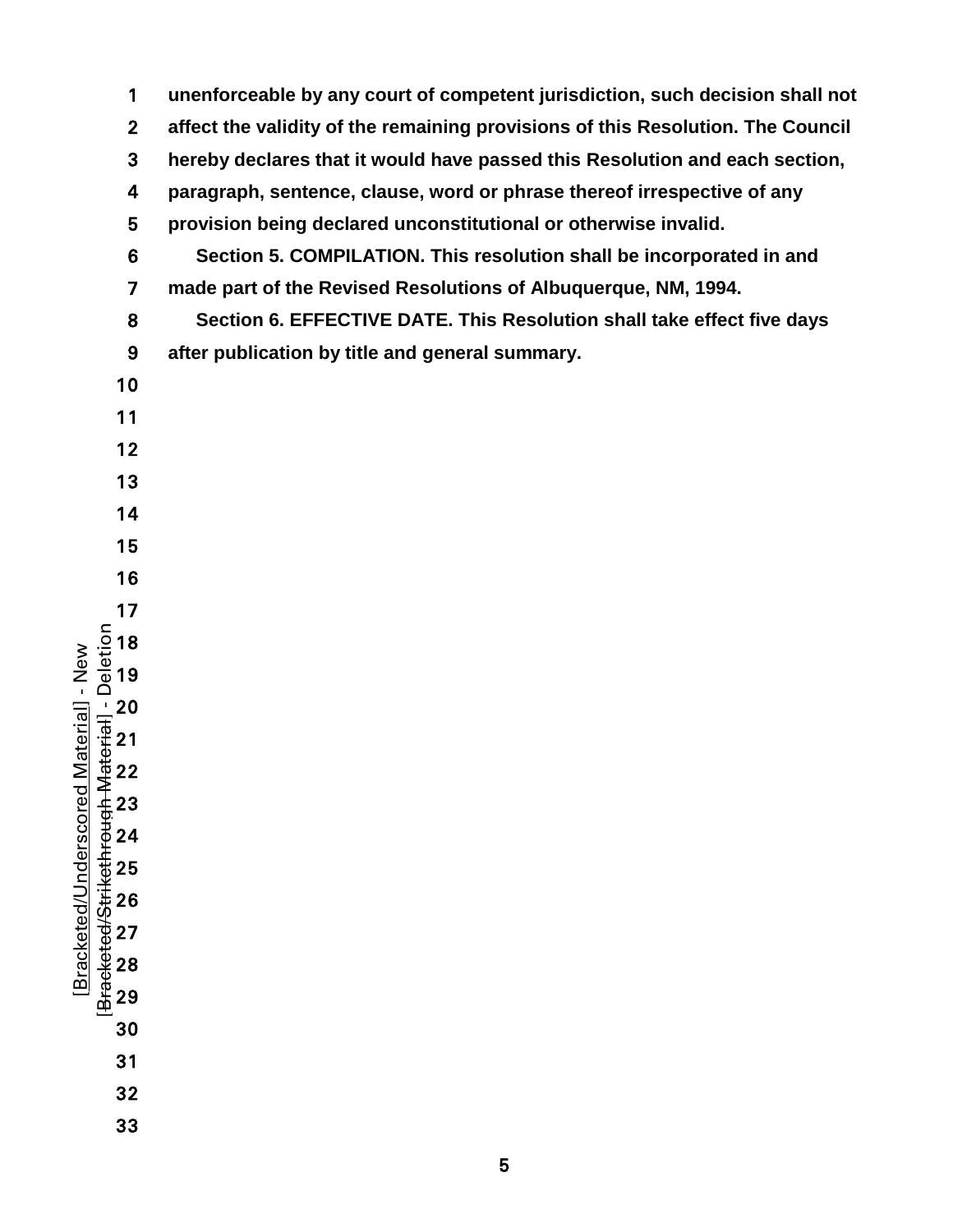**unenforceable by any court of competent jurisdiction, such decision shall not affect the validity of the remaining provisions of this Resolution. The Council hereby declares that it would have passed this Resolution and each section, paragraph, sentence, clause, word or phrase thereof irrespective of any provision being declared unconstitutional or otherwise invalid.**

**Section 5. COMPILATION. This resolution shall be incorporated in and made part of the Revised Resolutions of Albuquerque, NM, 1994.**

**Section 6. EFFECTIVE DATE. This Resolution shall take effect five days after publication by title and general summary.**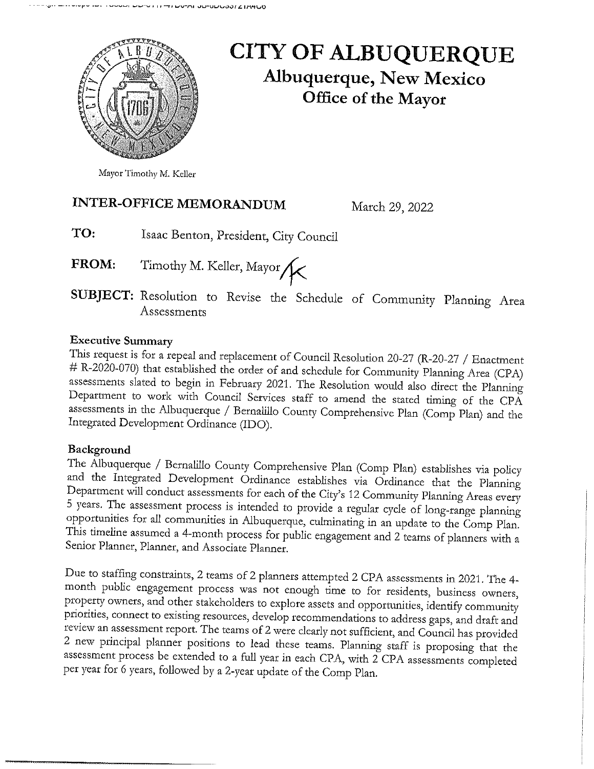# CITY OF ALBUQUERQUE

## Albuquerque, New Mexico

## Office of the Mayor

Mayor Timothy M. Keller

**INTER-OFFICE MEMORANDUM** March 29, 2022

**TO:** Isaac Benton, President, City Council

**FROM:** Timothy M. Keller, Mayor

**SUBJECT:** Resolution to Revise the Schedule of Community Planning Area Assessments

**Executive Summary**

This request is for a repeal and replacement of Council Resolution 20-27 (R-20-27 / Enactment # R-2020-070) that established the order of and schedule for Community Planning Area (CPA) assessments slated to begin in February 2021. The Resolution would also direct the Planning Department to work with Council Services staff to amend the stated timing of the CPA assessments in the Albuquerque / Bernalillo County Comprehensive Plan (Comp Plan) and the Integrated Development Ordinance (IDO).

**Background**

The Albuquerque / Bernalillo County Comprehensive Plan (Comp Plan) establishes via policy and the Integrated Development Ordinance establishes via Ordinance that the Planning Department will conduct assessments for each of the City's 12 Community Planning Areas every 5 years. The assessment process is intended to provide a regular cycle of long-range planning opportunities for all communities in Albuquerque, culminating in an update to the Comp Plan. This timeline assumed a 4-month process for public engagement and 2 teams of planners with a Senior Planner, Planner, and Associate Planner.

Due to staffing constraints, 2 teams of 2 planners attempted 2 CPA assessments in 2021. The 4-month public engagement process was not enough time to for residents, business owners, property owners, and other stakeholders to explore assets and opportunities, identify community priorities, connect to existing resources, develop recommendations to address gaps, and draft and review an assessment report. The teams of 2 were clearly not sufficient, and Council has provided 2 new principal planner positions to lead these teams. Planning staff is proposing that the assessment process be extended to a full year in each CPA, with 2 CPA assessments completed per year for 6 years, followed by a 2-year update of the Comp Plan.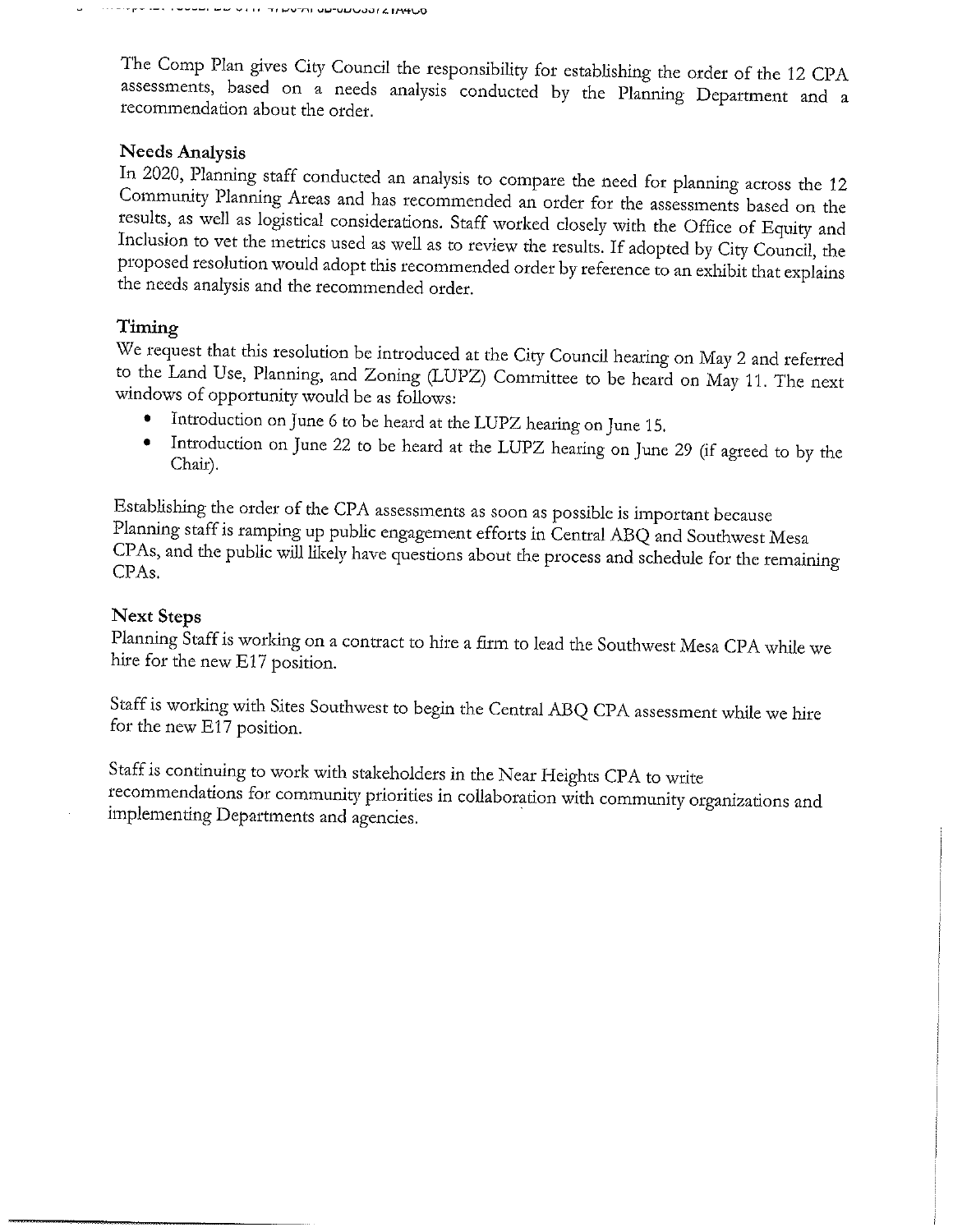The Comp Plan gives City Council the responsibility for establishing the order of the 12 CPA assessments, based on a needs analysis conducted by the Planning Department and a recommendation about the order.

**Needs Analysis**

In 2020, Planning staff conducted an analysis to compare the need for planning across the 12 Community Planning Areas and has recommended an order for the assessments based on the results, as well as logistical considerations. Staff worked closely with the Office of Equity and Inclusion to vet the metrics used as well as to review the results. If adopted by City Council, the proposed resolution would adopt this recommended order by reference to an exhibit that explains the needs analysis and the recommended order.

**Timing**

We request that this resolution be introduced at the City Council hearing on May 2 and referred to the Land Use, Planning, and Zoning (LUPZ) Committee to be heard on May 11. The next windows of opportunity would be as follows:

- Introduction on June 6 to be heard at the LUPZ hearing on June 15.
- Introduction on June 22 to be heard at the LUPZ hearing on June 29 (if agreed to by the Chair).

Establishing the order of the CPA assessments as soon as possible is important because Planning staff is ramping up public engagement efforts in Central ABQ and Southwest Mesa CPAs, and the public will likely have questions about the process and schedule for the remaining CPAs.

**Next Steps**

Planning Staff is working on a contract to hire a firm to lead the Southwest Mesa CPA while we hire for the new E17 position.

Staff is working with Sites Southwest to begin the Central ABQ CPA assessment while we hire for the new E17 position.

Staff is continuing to work with stakeholders in the Near Heights CPA to write recommendations for community priorities in collaboration with community organizations and implementing Departments and agencies.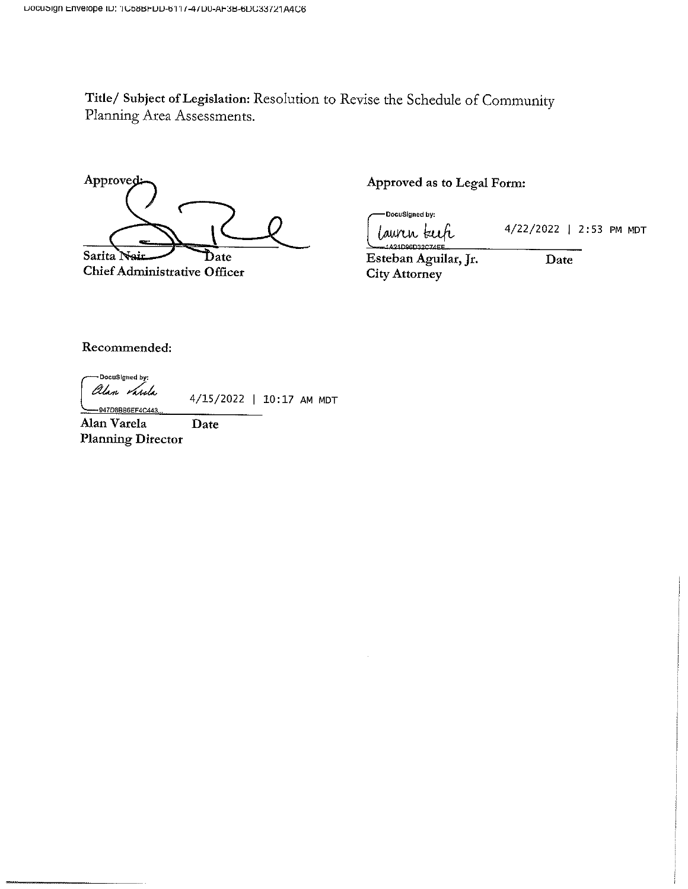DocuSign Envelope ID: 1C58BFDD-6117-47D0-AF3B-6DC33721A4C6

**Title/ Subject of Legislation:** Resolution to Revise the Schedule of Community Planning Area Assessments.

**Approved:**

Sarita Nair Date
**Chief Administrative Officer**

**Approved as to Legal Form:**

DocuSigned by:
4/22/2022 | 2:53 PM MDT
1A21D96D32C74EE...

**Esteban Aguilar, Jr.** **Date**
**City Attorney**

**Recommended:**

DocuSigned by:
4/15/2022 | 10:17 AM MDT
947D8B86EF4C443...

**Alan Varela** **Date**
**Planning Director**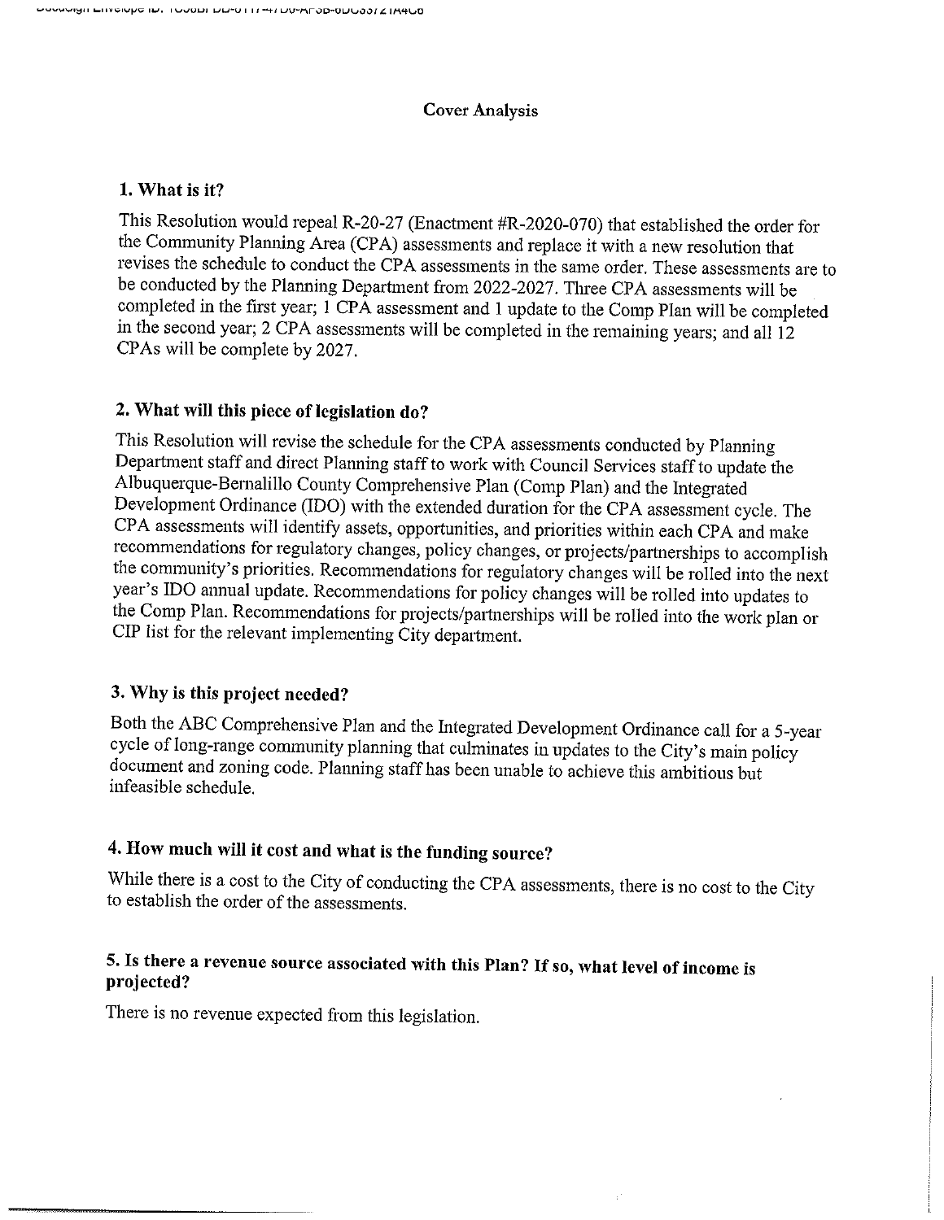# Cover Analysis

## 1. What is it?

This Resolution would repeal R-20-27 (Enactment #R-2020-070) that established the order for the Community Planning Area (CPA) assessments and replace it with a new resolution that revises the schedule to conduct the CPA assessments in the same order. These assessments are to be conducted by the Planning Department from 2022-2027. Three CPA assessments will be completed in the first year; 1 CPA assessment and 1 update to the Comp Plan will be completed in the second year; 2 CPA assessments will be completed in the remaining years; and all 12 CPAs will be complete by 2027.

## 2. What will this piece of legislation do?

This Resolution will revise the schedule for the CPA assessments conducted by Planning Department staff and direct Planning staff to work with Council Services staff to update the Albuquerque-Bernalillo County Comprehensive Plan (Comp Plan) and the Integrated Development Ordinance (IDO) with the extended duration for the CPA assessment cycle. The CPA assessments will identify assets, opportunities, and priorities within each CPA and make recommendations for regulatory changes, policy changes, or projects/partnerships to accomplish the community's priorities. Recommendations for regulatory changes will be rolled into the next year's IDO annual update. Recommendations for policy changes will be rolled into updates to the Comp Plan. Recommendations for projects/partnerships will be rolled into the work plan or CIP list for the relevant implementing City department.

## 3. Why is this project needed?

Both the ABC Comprehensive Plan and the Integrated Development Ordinance call for a 5-year cycle of long-range community planning that culminates in updates to the City's main policy document and zoning code. Planning staff has been unable to achieve this ambitious but infeasible schedule.

## 4. How much will it cost and what is the funding source?

While there is a cost to the City of conducting the CPA assessments, there is no cost to the City to establish the order of the assessments.

## 5. Is there a revenue source associated with this Plan? If so, what level of income is projected?

There is no revenue expected from this legislation.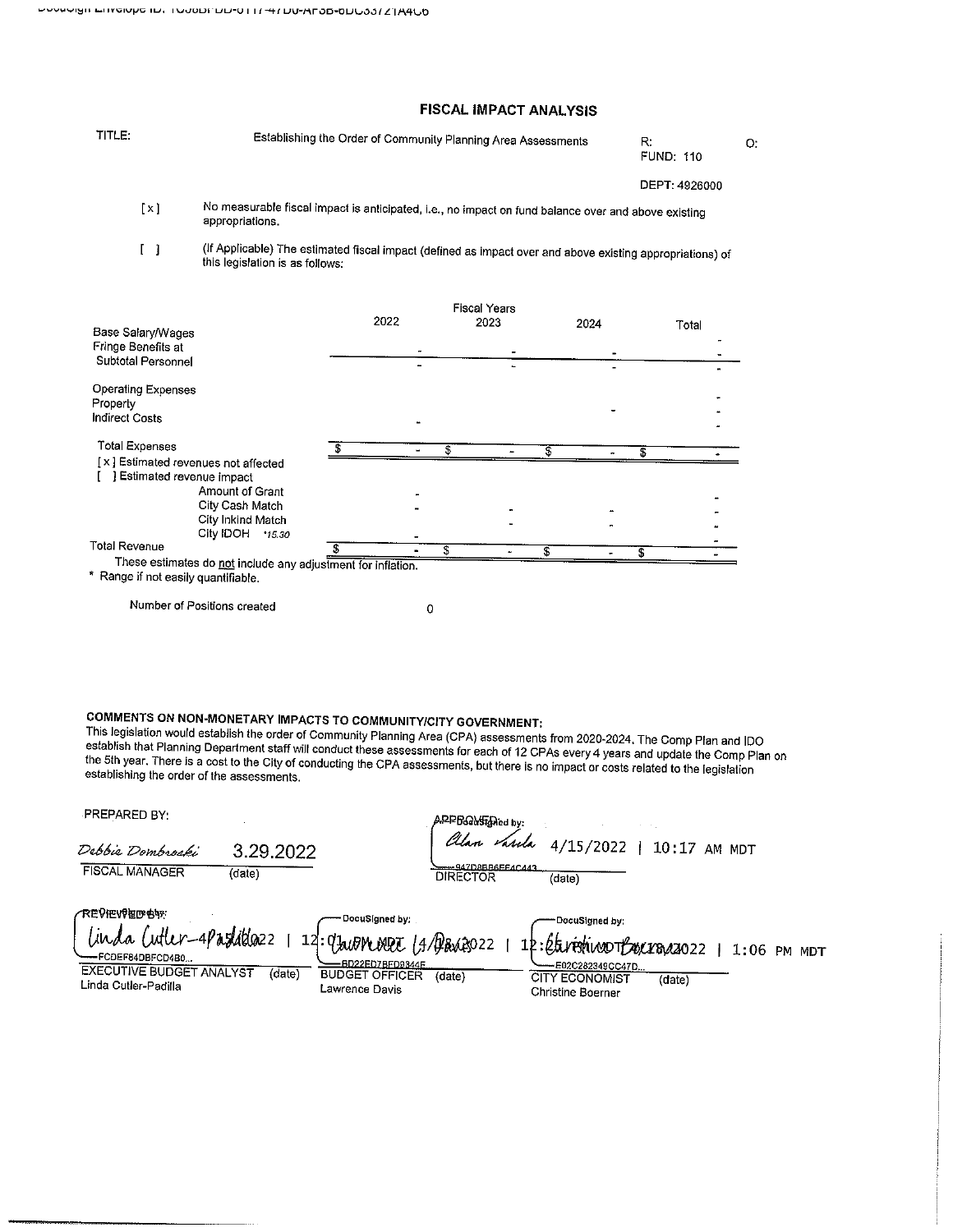DocuSign Envelope ID: 1C08BFDD-0117-47D0-AF3B-6DC33721A4C6

# FISCAL IMPACT ANALYSIS

TITLE: Establishing the Order of Community Planning Area Assessments R: O:

FUND: 110

DEPT: 4926000

[x] No measurable fiscal impact is anticipated, i.e., no impact on fund balance over and above existing appropriations.

[ ] (If Applicable) The estimated fiscal impact (defined as impact over and above existing appropriations) of this legislation is as follows:

| | Fiscal Years 2022 | 2023 | 2024 | Total |
|---|---|---|---|---|
| Base Salary/Wages | | | | - |
| Fringe Benefits at | - | - | - | - |
| Subtotal Personnel | - | - | - | - |
| Operating Expenses | | | | - |
| Property | | | - | - |
| Indirect Costs | - | | | - |
| Total Expenses | $ - | $ - | $ - | $ - |
| [x] Estimated revenues not affected | | | | |
| [ ] Estimated revenue impact | | | | |
| Amount of Grant | - | | | - |
| City Cash Match | - | - | - | - |
| City Inkind Match | | - | - | - |
| City IDOH *15.30 | - | | | - |
| Total Revenue | $ - | $ - | $ - | $ - |

These estimates do not include any adjustment for inflation.

\* Range if not easily quantifiable.

Number of Positions created 0

**COMMENTS ON NON-MONETARY IMPACTS TO COMMUNITY/CITY GOVERNMENT:**

This legislation would establish the order of Community Planning Area (CPA) assessments from 2020-2024. The Comp Plan and IDO establish that Planning Department staff will conduct these assessments for each of 12 CPAs every 4 years and update the Comp Plan on the 5th year. There is a cost to the City of conducting the CPA assessments, but there is no impact or costs related to the legislation establishing the order of the assessments.

PREPARED BY:

Debbie Dombroski 3.29.2022

FISCAL MANAGER (date)

APPROVED: DocuSigned by:

Alan Varela 4/15/2022 | 10:17 AM MDT

947D8BB6EE4C443...

DIRECTOR (date)

REVIEWED BY: DocuSigned by:

Linda Cutler-Padilla 4/15/2022 | 12:07 PM MDT

FCDEF84DBFCD4B0...

EXECUTIVE BUDGET ANALYST (date)

Linda Cutler-Padilla

DocuSigned by:

Lawrence Davis 4/15/2022 | 12:12 PM MDT

BD22ED7BFD9344E...

BUDGET OFFICER (date)

Lawrence Davis

DocuSigned by:

Christine Boerner 4/15/2022 | 1:06 PM MDT

E02C282349CC47D...

CITY ECONOMIST (date)

Christine Boerner